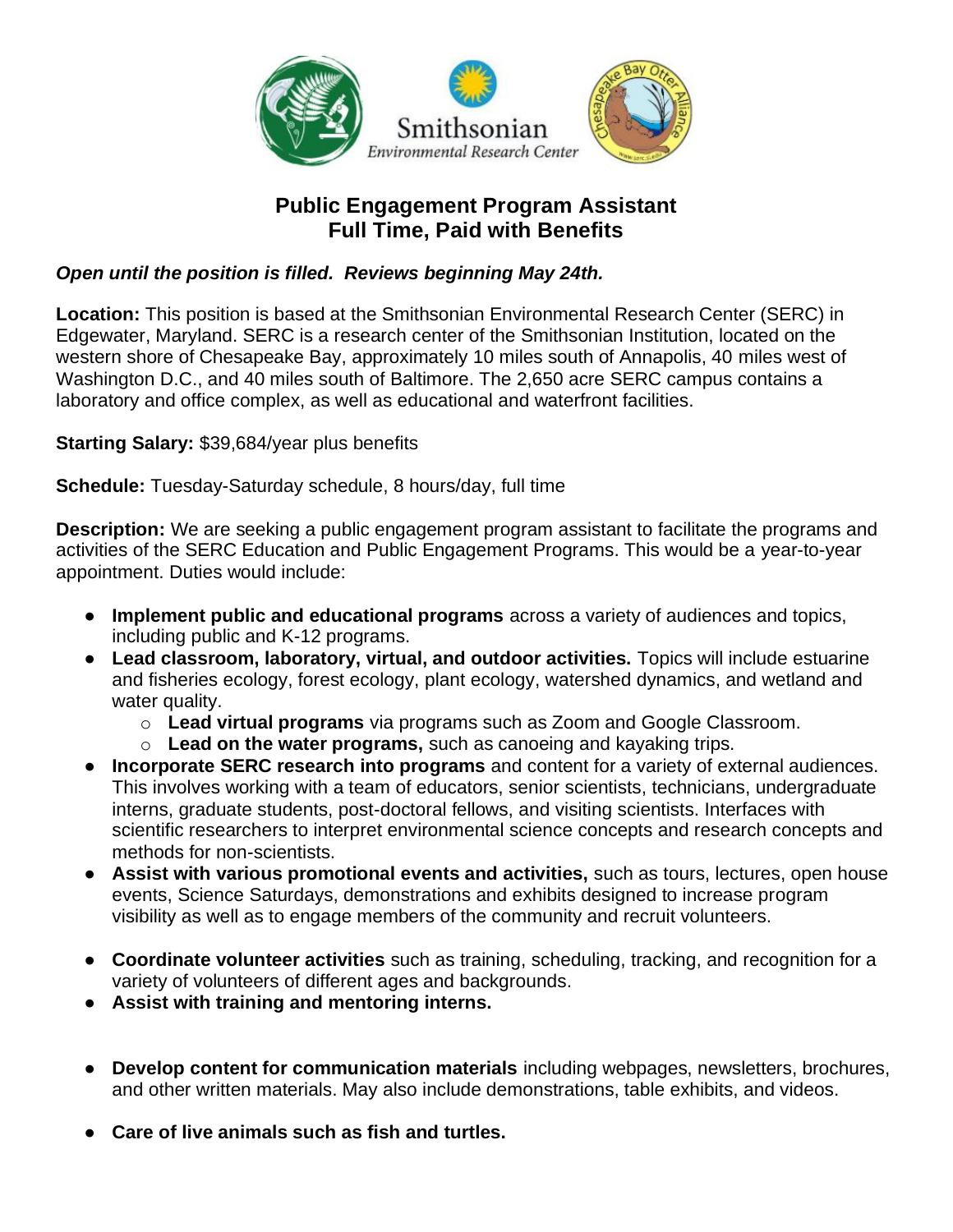# Public Engagement Program Assistant
## Full Time, Paid with Benefits

***Open until the position is filled. Reviews beginning May 24th.***

**Location:** This position is based at the Smithsonian Environmental Research Center (SERC) in Edgewater, Maryland. SERC is a research center of the Smithsonian Institution, located on the western shore of Chesapeake Bay, approximately 10 miles south of Annapolis, 40 miles west of Washington D.C., and 40 miles south of Baltimore. The 2,650 acre SERC campus contains a laboratory and office complex, as well as educational and waterfront facilities.

**Starting Salary:** $39,684/year plus benefits

**Schedule:** Tuesday-Saturday schedule, 8 hours/day, full time

**Description:** We are seeking a public engagement program assistant to facilitate the programs and activities of the SERC Education and Public Engagement Programs. This would be a year-to-year appointment. Duties would include:

- **Implement public and educational programs** across a variety of audiences and topics, including public and K-12 programs.
- **Lead classroom, laboratory, virtual, and outdoor activities.** Topics will include estuarine and fisheries ecology, forest ecology, plant ecology, watershed dynamics, and wetland and water quality.
  - **Lead virtual programs** via programs such as Zoom and Google Classroom.
  - **Lead on the water programs,** such as canoeing and kayaking trips.
- **Incorporate SERC research into programs** and content for a variety of external audiences. This involves working with a team of educators, senior scientists, technicians, undergraduate interns, graduate students, post-doctoral fellows, and visiting scientists. Interfaces with scientific researchers to interpret environmental science concepts and research concepts and methods for non-scientists.
- **Assist with various promotional events and activities,** such as tours, lectures, open house events, Science Saturdays, demonstrations and exhibits designed to increase program visibility as well as to engage members of the community and recruit volunteers.
- **Coordinate volunteer activities** such as training, scheduling, tracking, and recognition for a variety of volunteers of different ages and backgrounds.
- **Assist with training and mentoring interns.**
- **Develop content for communication materials** including webpages, newsletters, brochures, and other written materials. May also include demonstrations, table exhibits, and videos.
- **Care of live animals such as fish and turtles.**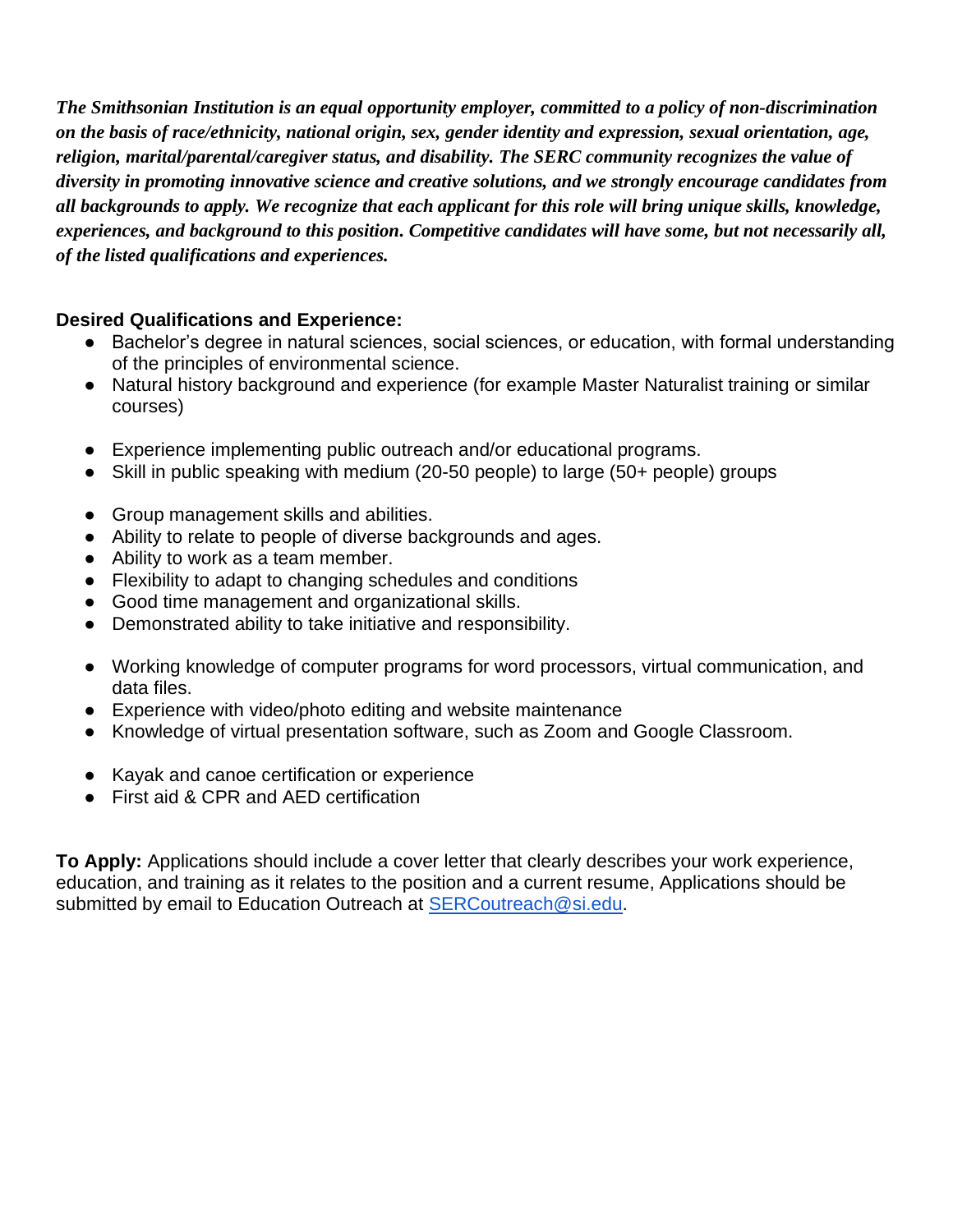***The Smithsonian Institution is an equal opportunity employer, committed to a policy of non-discrimination on the basis of race/ethnicity, national origin, sex, gender identity and expression, sexual orientation, age, religion, marital/parental/caregiver status, and disability. The SERC community recognizes the value of diversity in promoting innovative science and creative solutions, and we strongly encourage candidates from all backgrounds to apply. We recognize that each applicant for this role will bring unique skills, knowledge, experiences, and background to this position. Competitive candidates will have some, but not necessarily all, of the listed qualifications and experiences.***

**Desired Qualifications and Experience:**

- Bachelor's degree in natural sciences, social sciences, or education, with formal understanding of the principles of environmental science.
- Natural history background and experience (for example Master Naturalist training or similar courses)

- Experience implementing public outreach and/or educational programs.
- Skill in public speaking with medium (20-50 people) to large (50+ people) groups

- Group management skills and abilities.
- Ability to relate to people of diverse backgrounds and ages.
- Ability to work as a team member.
- Flexibility to adapt to changing schedules and conditions
- Good time management and organizational skills.
- Demonstrated ability to take initiative and responsibility.

- Working knowledge of computer programs for word processors, virtual communication, and data files.
- Experience with video/photo editing and website maintenance
- Knowledge of virtual presentation software, such as Zoom and Google Classroom.

- Kayak and canoe certification or experience
- First aid & CPR and AED certification

**To Apply:** Applications should include a cover letter that clearly describes your work experience, education, and training as it relates to the position and a current resume, Applications should be submitted by email to Education Outreach at SERCoutreach@si.edu.